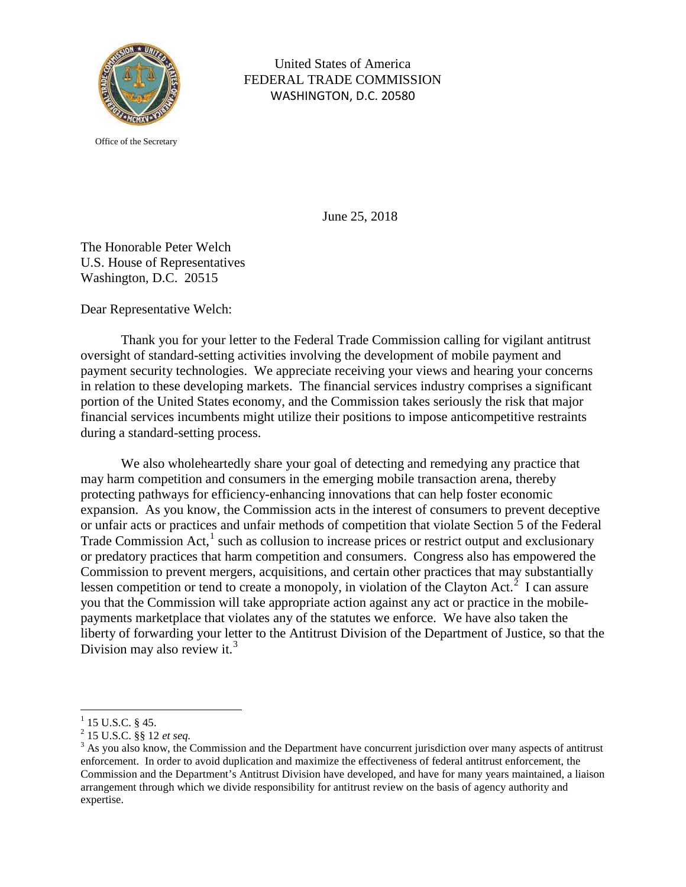United States of America
FEDERAL TRADE COMMISSION
WASHINGTON, D.C. 20580

Office of the Secretary

June 25, 2018

The Honorable Peter Welch
U.S. House of Representatives
Washington, D.C. 20515

Dear Representative Welch:

Thank you for your letter to the Federal Trade Commission calling for vigilant antitrust oversight of standard-setting activities involving the development of mobile payment and payment security technologies. We appreciate receiving your views and hearing your concerns in relation to these developing markets. The financial services industry comprises a significant portion of the United States economy, and the Commission takes seriously the risk that major financial services incumbents might utilize their positions to impose anticompetitive restraints during a standard-setting process.

We also wholeheartedly share your goal of detecting and remedying any practice that may harm competition and consumers in the emerging mobile transaction arena, thereby protecting pathways for efficiency-enhancing innovations that can help foster economic expansion. As you know, the Commission acts in the interest of consumers to prevent deceptive or unfair acts or practices and unfair methods of competition that violate Section 5 of the Federal Trade Commission Act,[1] such as collusion to increase prices or restrict output and exclusionary or predatory practices that harm competition and consumers. Congress also has empowered the Commission to prevent mergers, acquisitions, and certain other practices that may substantially lessen competition or tend to create a monopoly, in violation of the Clayton Act.[2] I can assure you that the Commission will take appropriate action against any act or practice in the mobile-payments marketplace that violates any of the statutes we enforce. We have also taken the liberty of forwarding your letter to the Antitrust Division of the Department of Justice, so that the Division may also review it.[3]

[1] 15 U.S.C. § 45.

[2] 15 U.S.C. §§ 12 *et seq.*

[3] As you also know, the Commission and the Department have concurrent jurisdiction over many aspects of antitrust enforcement. In order to avoid duplication and maximize the effectiveness of federal antitrust enforcement, the Commission and the Department's Antitrust Division have developed, and have for many years maintained, a liaison arrangement through which we divide responsibility for antitrust review on the basis of agency authority and expertise.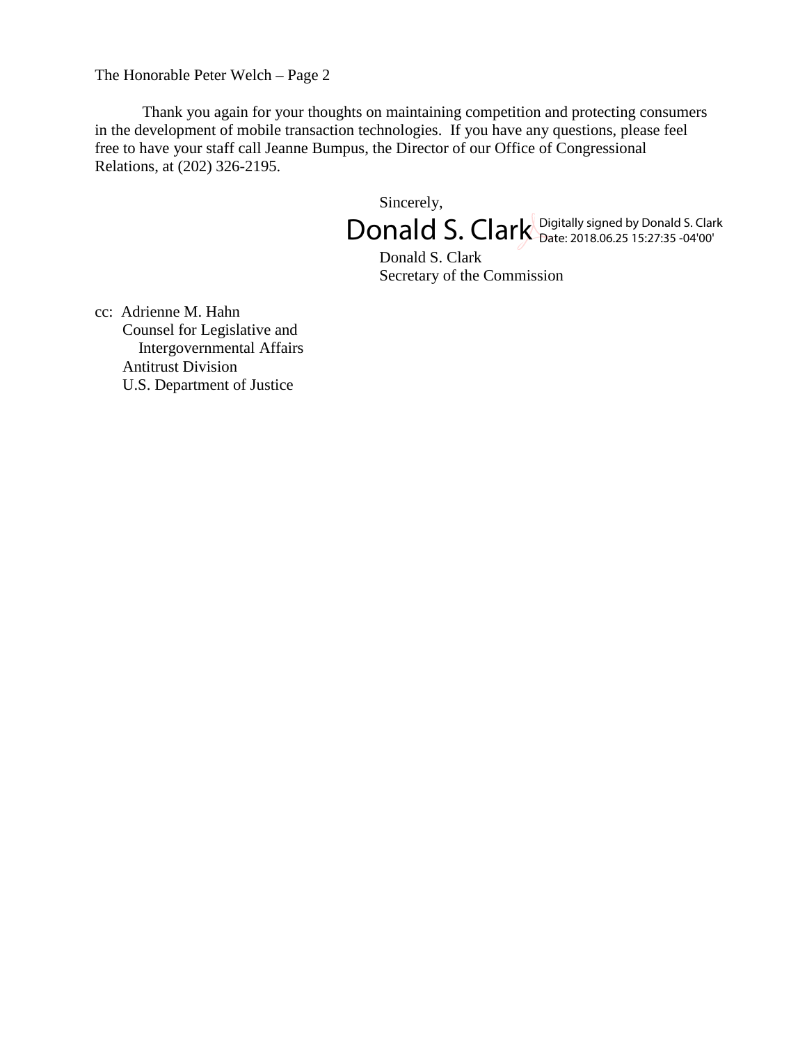Thank you again for your thoughts on maintaining competition and protecting consumers in the development of mobile transaction technologies. If you have any questions, please feel free to have your staff call Jeanne Bumpus, the Director of our Office of Congressional Relations, at (202) 326-2195.

Sincerely,

Donald S. Clark Digitally signed by Donald S. Clark Date: 2018.06.25 15:27:35 -04'00'

Donald S. Clark
Secretary of the Commission

cc: Adrienne M. Hahn
Counsel for Legislative and
Intergovernmental Affairs
Antitrust Division
U.S. Department of Justice